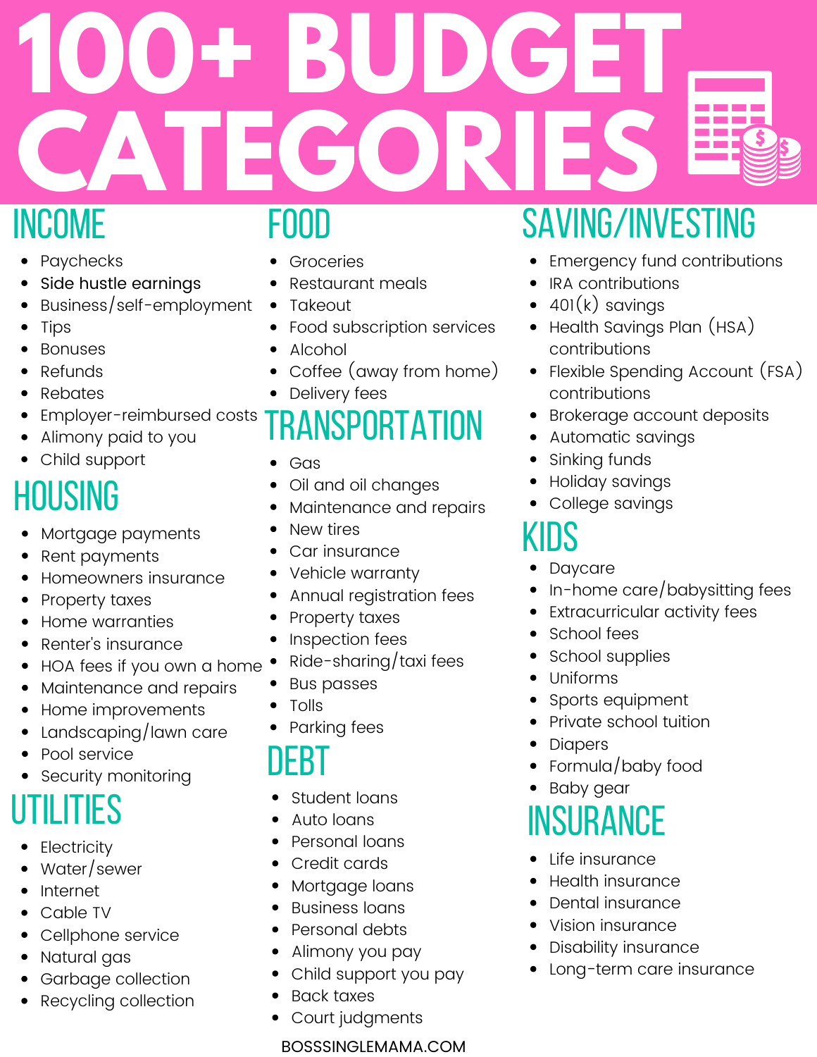# 100+ BUDGET CATEGORIES

## INCOME

- Paychecks
- Side hustle earnings
- Business/self-employment
- Tips
- Bonuses
- Refunds
- Rebates
- Employer-reimbursed costs
- Alimony paid to you
- Child support

## HOUSING

- Mortgage payments
- Rent payments
- Homeowners insurance
- Property taxes
- Home warranties
- Renter's insurance
- HOA fees if you own a home
- Maintenance and repairs
- Home improvements
- Landscaping/lawn care
- Pool service
- Security monitoring

## UTILITIES

- Electricity
- Water/sewer
- Internet
- Cable TV
- Cellphone service
- Natural gas
- Garbage collection
- Recycling collection

## FOOD

- Groceries
- Restaurant meals
- Takeout
- Food subscription services
- Alcohol
- Coffee (away from home)
- Delivery fees

## TRANSPORTATION

- Gas
- Oil and oil changes
- Maintenance and repairs
- New tires
- Car insurance
- Vehicle warranty
- Annual registration fees
- Property taxes
- Inspection fees
- Ride-sharing/taxi fees
- Bus passes
- Tolls
- Parking fees

## DEBT

- Student loans
- Auto loans
- Personal loans
- Credit cards
- Mortgage loans
- Business loans
- Personal debts
- Alimony you pay
- Child support you pay
- Back taxes
- Court judgments

## SAVING/INVESTING

- Emergency fund contributions
- IRA contributions
- 401(k) savings
- Health Savings Plan (HSA) contributions
- Flexible Spending Account (FSA) contributions
- Brokerage account deposits
- Automatic savings
- Sinking funds
- Holiday savings
- College savings

## KIDS

- Daycare
- In-home care/babysitting fees
- Extracurricular activity fees
- School fees
- School supplies
- Uniforms
- Sports equipment
- Private school tuition
- Diapers
- Formula/baby food
- Baby gear

## INSURANCE

- Life insurance
- Health insurance
- Dental insurance
- Vision insurance
- Disability insurance
- Long-term care insurance

BOSSSINGLEMAMA.COM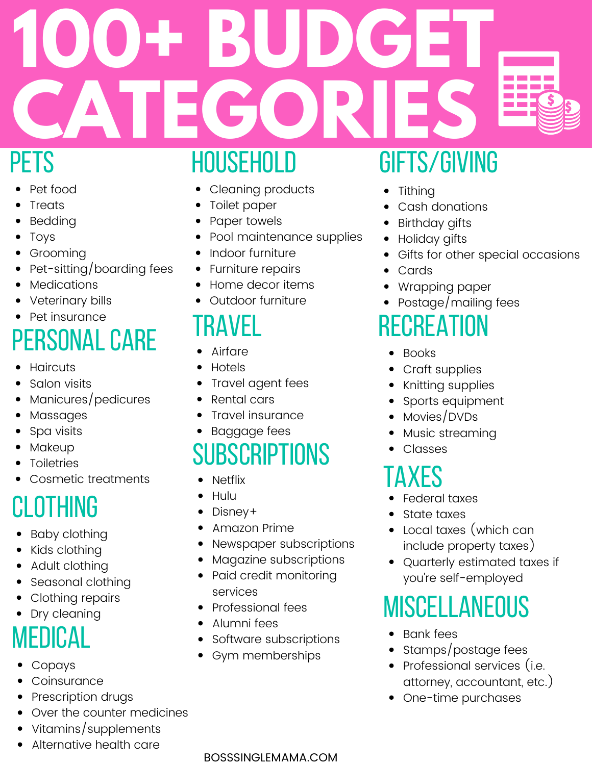# 100+ BUDGET CATEGORIES

## PETS

- Pet food
- Treats
- Bedding
- Toys
- Grooming
- Pet-sitting/boarding fees
- Medications
- Veterinary bills
- Pet insurance

## PERSONAL CARE

- Haircuts
- Salon visits
- Manicures/pedicures
- Massages
- Spa visits
- Makeup
- Toiletries
- Cosmetic treatments

## CLOTHING

- Baby clothing
- Kids clothing
- Adult clothing
- Seasonal clothing
- Clothing repairs
- Dry cleaning

## MEDICAL

- Copays
- Coinsurance
- Prescription drugs
- Over the counter medicines
- Vitamins/supplements
- Alternative health care

## HOUSEHOLD

- Cleaning products
- Toilet paper
- Paper towels
- Pool maintenance supplies
- Indoor furniture
- Furniture repairs
- Home decor items
- Outdoor furniture

## TRAVEL

- Airfare
- Hotels
- Travel agent fees
- Rental cars
- Travel insurance
- Baggage fees

## SUBSCRIPTIONS

- Netflix
- Hulu
- Disney+
- Amazon Prime
- Newspaper subscriptions
- Magazine subscriptions
- Paid credit monitoring services
- Professional fees
- Alumni fees
- Software subscriptions
- Gym memberships

## GIFTS/GIVING

- Tithing
- Cash donations
- Birthday gifts
- Holiday gifts
- Gifts for other special occasions
- Cards
- Wrapping paper
- Postage/mailing fees

## RECREATION

- Books
- Craft supplies
- Knitting supplies
- Sports equipment
- Movies/DVDs
- Music streaming
- Classes

## TAXES

- Federal taxes
- State taxes
- Local taxes (which can include property taxes)
- Quarterly estimated taxes if you're self-employed

## MISCELLANEOUS

- Bank fees
- Stamps/postage fees
- Professional services (i.e. attorney, accountant, etc.)
- One-time purchases

BOSSSINGLEMAMA.COM